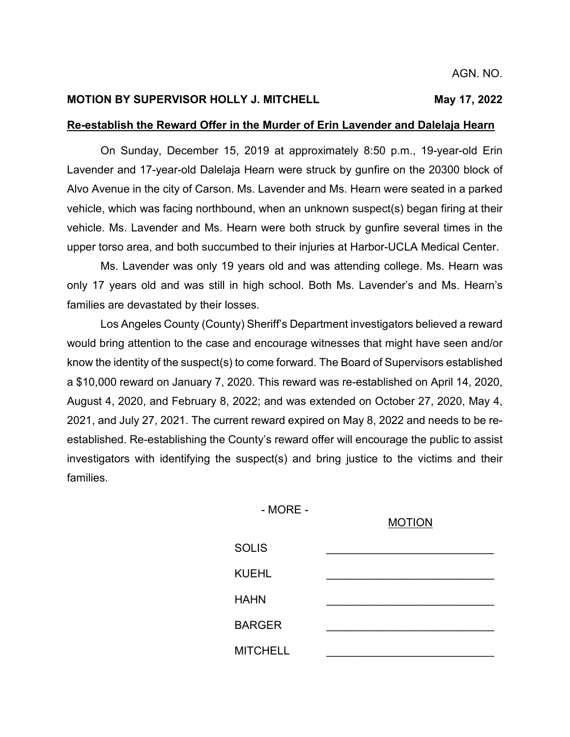AGN. NO.

**MOTION BY SUPERVISOR HOLLY J. MITCHELL** **May 17, 2022**

**Re-establish the Reward Offer in the Murder of Erin Lavender and Dalelaja Hearn**

On Sunday, December 15, 2019 at approximately 8:50 p.m., 19-year-old Erin Lavender and 17-year-old Dalelaja Hearn were struck by gunfire on the 20300 block of Alvo Avenue in the city of Carson. Ms. Lavender and Ms. Hearn were seated in a parked vehicle, which was facing northbound, when an unknown suspect(s) began firing at their vehicle. Ms. Lavender and Ms. Hearn were both struck by gunfire several times in the upper torso area, and both succumbed to their injuries at Harbor-UCLA Medical Center.

Ms. Lavender was only 19 years old and was attending college. Ms. Hearn was only 17 years old and was still in high school. Both Ms. Lavender's and Ms. Hearn's families are devastated by their losses.

Los Angeles County (County) Sheriff's Department investigators believed a reward would bring attention to the case and encourage witnesses that might have seen and/or know the identity of the suspect(s) to come forward. The Board of Supervisors established a $10,000 reward on January 7, 2020. This reward was re-established on April 14, 2020, August 4, 2020, and February 8, 2022; and was extended on October 27, 2020, May 4, 2021, and July 27, 2021. The current reward expired on May 8, 2022 and needs to be re-established. Re-establishing the County's reward offer will encourage the public to assist investigators with identifying the suspect(s) and bring justice to the victims and their families.

- MORE -

| | MOTION |
|---|---|
| SOLIS | _______________ |
| KUEHL | _______________ |
| HAHN | _______________ |
| BARGER | _______________ |
| MITCHELL | _______________ |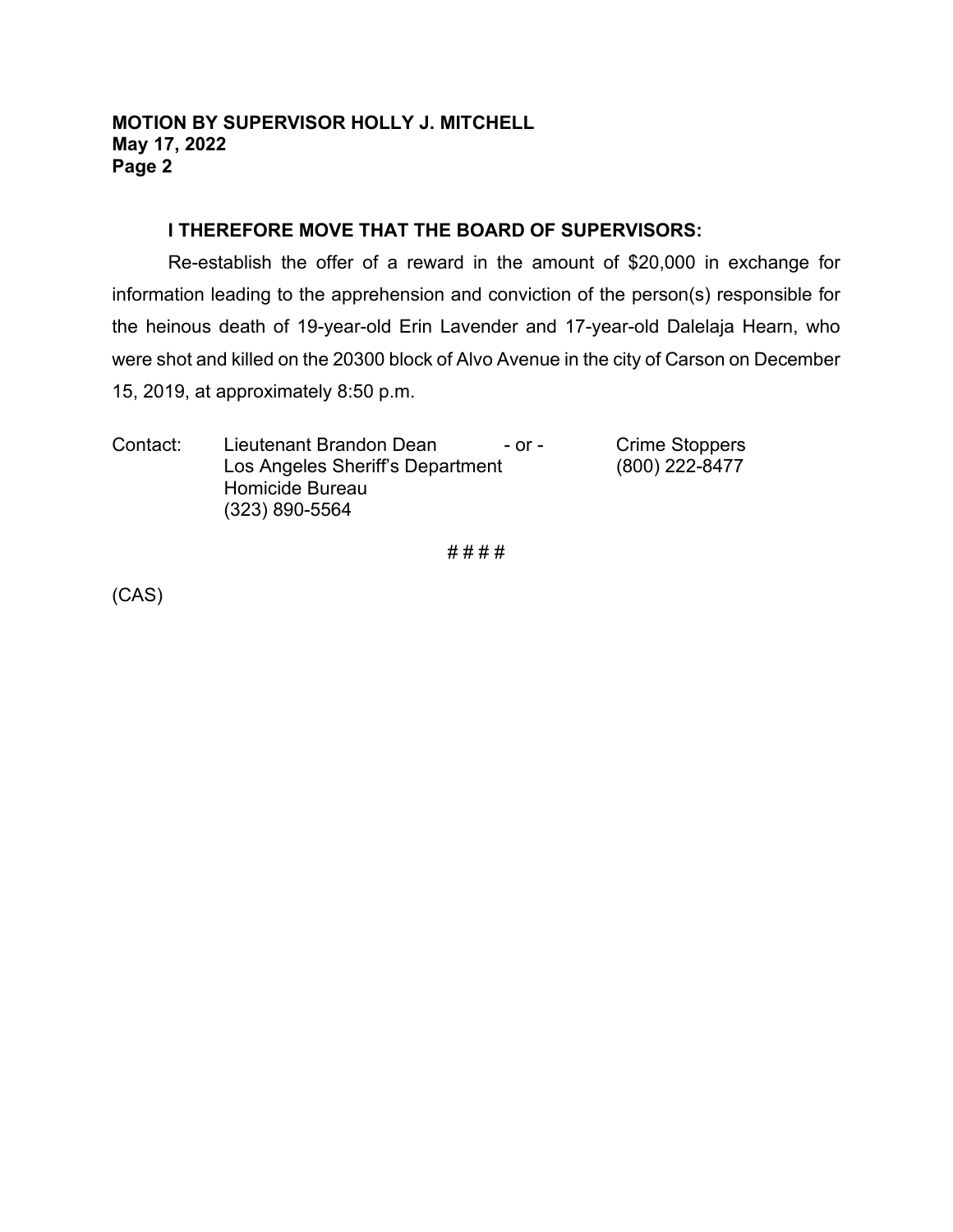**I THEREFORE MOVE THAT THE BOARD OF SUPERVISORS:**

Re-establish the offer of a reward in the amount of $20,000 in exchange for information leading to the apprehension and conviction of the person(s) responsible for the heinous death of 19-year-old Erin Lavender and 17-year-old Dalelaja Hearn, who were shot and killed on the 20300 block of Alvo Avenue in the city of Carson on December 15, 2019, at approximately 8:50 p.m.

| | | | |
|---|---|---|---|
| Contact: | Lieutenant Brandon Dean<br>Los Angeles Sheriff's Department<br>Homicide Bureau<br>(323) 890-5564 | - or - | Crime Stoppers<br>(800) 222-8477 |

# # # #

(CAS)